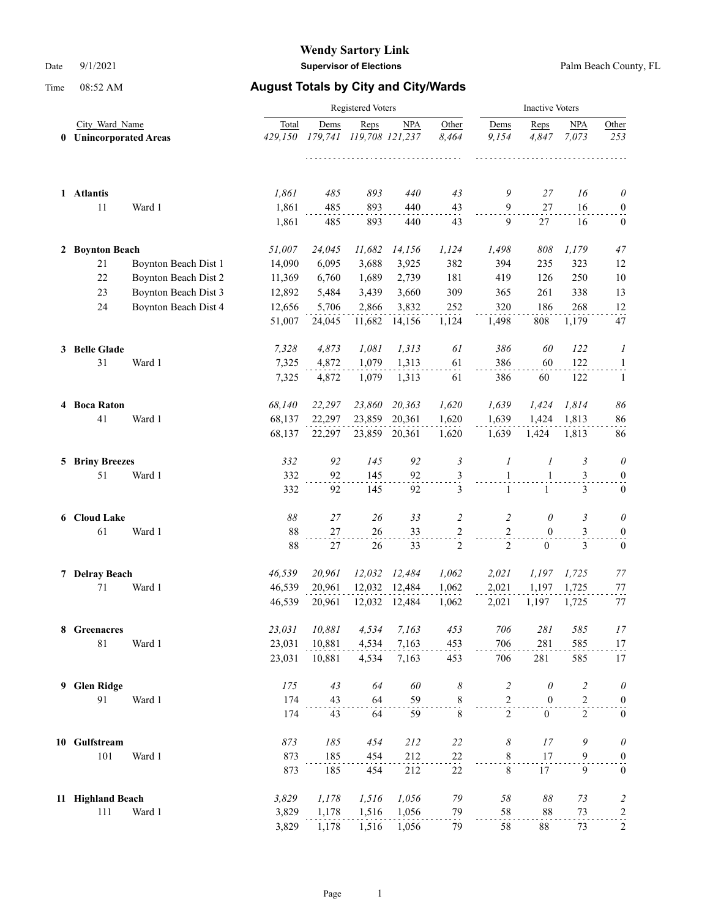# Wendy Sartory Link

**Supervisor of Elections**

Date 9/1/2021 Palm Beach County, FL

Time 08:52 AM

## August Totals by City and City/Wards

| | City_Ward_Name | | Registered Voters | | | | | Inactive Voters | | | |
|---|---|---|---|---|---|---|---|---|---|---|---|
| | | | Total | Dems | Reps | NPA | Other | Dems | Reps | NPA | Other |
| **0** | **Unincorporated Areas** | | *429,150* | *179,741* | *119,708* | *121,237* | *8,464* | *9,154* | *4,847* | *7,073* | *253* |
| **1** | **Atlantis** | | *1,861* | *485* | *893* | *440* | *43* | *9* | *27* | *16* | *0* |
| | 11 | Ward 1 | 1,861 | 485 | 893 | 440 | 43 | 9 | 27 | 16 | 0 |
| | | | 1,861 | 485 | 893 | 440 | 43 | 9 | 27 | 16 | 0 |
| **2** | **Boynton Beach** | | *51,007* | *24,045* | *11,682* | *14,156* | *1,124* | *1,498* | *808* | *1,179* | *47* |
| | 21 | Boynton Beach Dist 1 | 14,090 | 6,095 | 3,688 | 3,925 | 382 | 394 | 235 | 323 | 12 |
| | 22 | Boynton Beach Dist 2 | 11,369 | 6,760 | 1,689 | 2,739 | 181 | 419 | 126 | 250 | 10 |
| | 23 | Boynton Beach Dist 3 | 12,892 | 5,484 | 3,439 | 3,660 | 309 | 365 | 261 | 338 | 13 |
| | 24 | Boynton Beach Dist 4 | 12,656 | 5,706 | 2,866 | 3,832 | 252 | 320 | 186 | 268 | 12 |
| | | | 51,007 | 24,045 | 11,682 | 14,156 | 1,124 | 1,498 | 808 | 1,179 | 47 |
| **3** | **Belle Glade** | | *7,328* | *4,873* | *1,081* | *1,313* | *61* | *386* | *60* | *122* | *1* |
| | 31 | Ward 1 | 7,325 | 4,872 | 1,079 | 1,313 | 61 | 386 | 60 | 122 | 1 |
| | | | 7,325 | 4,872 | 1,079 | 1,313 | 61 | 386 | 60 | 122 | 1 |
| **4** | **Boca Raton** | | *68,140* | *22,297* | *23,860* | *20,363* | *1,620* | *1,639* | *1,424* | *1,814* | *86* |
| | 41 | Ward 1 | 68,137 | 22,297 | 23,859 | 20,361 | 1,620 | 1,639 | 1,424 | 1,813 | 86 |
| | | | 68,137 | 22,297 | 23,859 | 20,361 | 1,620 | 1,639 | 1,424 | 1,813 | 86 |
| **5** | **Briny Breezes** | | *332* | *92* | *145* | *92* | *3* | *1* | *1* | *3* | *0* |
| | 51 | Ward 1 | 332 | 92 | 145 | 92 | 3 | 1 | 1 | 3 | 0 |
| | | | 332 | 92 | 145 | 92 | 3 | 1 | 1 | 3 | 0 |
| **6** | **Cloud Lake** | | *88* | *27* | *26* | *33* | *2* | *2* | *0* | *3* | *0* |
| | 61 | Ward 1 | 88 | 27 | 26 | 33 | 2 | 2 | 0 | 3 | 0 |
| | | | 88 | 27 | 26 | 33 | 2 | 2 | 0 | 3 | 0 |
| **7** | **Delray Beach** | | *46,539* | *20,961* | *12,032* | *12,484* | *1,062* | *2,021* | *1,197* | *1,725* | *77* |
| | 71 | Ward 1 | 46,539 | 20,961 | 12,032 | 12,484 | 1,062 | 2,021 | 1,197 | 1,725 | 77 |
| | | | 46,539 | 20,961 | 12,032 | 12,484 | 1,062 | 2,021 | 1,197 | 1,725 | 77 |
| **8** | **Greenacres** | | *23,031* | *10,881* | *4,534* | *7,163* | *453* | *706* | *281* | *585* | *17* |
| | 81 | Ward 1 | 23,031 | 10,881 | 4,534 | 7,163 | 453 | 706 | 281 | 585 | 17 |
| | | | 23,031 | 10,881 | 4,534 | 7,163 | 453 | 706 | 281 | 585 | 17 |
| **9** | **Glen Ridge** | | *175* | *43* | *64* | *60* | *8* | *2* | *0* | *2* | *0* |
| | 91 | Ward 1 | 174 | 43 | 64 | 59 | 8 | 2 | 0 | 2 | 0 |
| | | | 174 | 43 | 64 | 59 | 8 | 2 | 0 | 2 | 0 |
| **10** | **Gulfstream** | | *873* | *185* | *454* | *212* | *22* | *8* | *17* | *9* | *0* |
| | 101 | Ward 1 | 873 | 185 | 454 | 212 | 22 | 8 | 17 | 9 | 0 |
| | | | 873 | 185 | 454 | 212 | 22 | 8 | 17 | 9 | 0 |
| **11** | **Highland Beach** | | *3,829* | *1,178* | *1,516* | *1,056* | *79* | *58* | *88* | *73* | *2* |
| | 111 | Ward 1 | 3,829 | 1,178 | 1,516 | 1,056 | 79 | 58 | 88 | 73 | 2 |
| | | | 3,829 | 1,178 | 1,516 | 1,056 | 79 | 58 | 88 | 73 | 2 |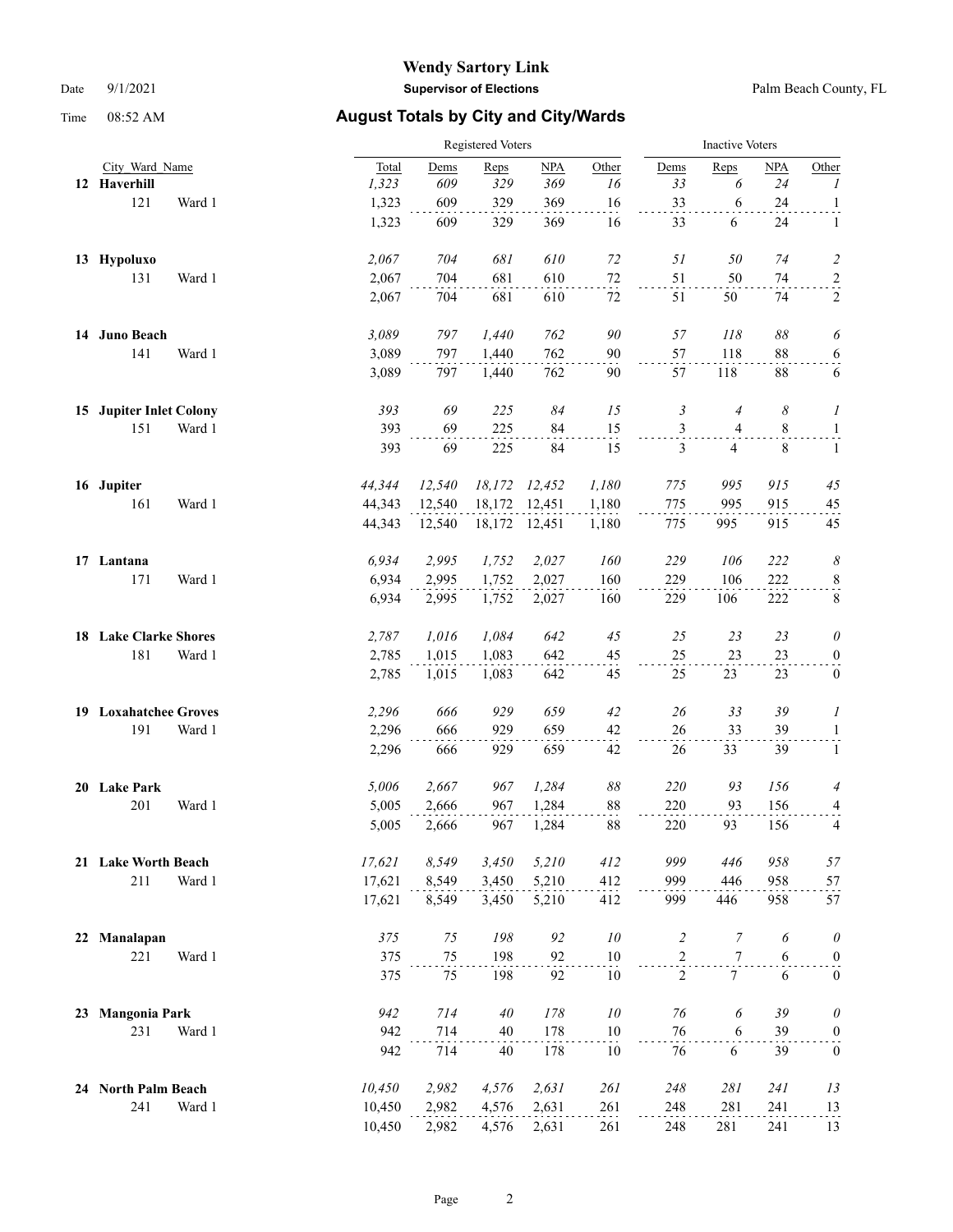**Wendy Sartory Link**

**Supervisor of Elections**

Date 9/1/2021 — Palm Beach County, FL

Time 08:52 AM

## August Totals by City and City/Wards

| City_Ward_Name | | Registered Voters Total | Dems | Reps | NPA | Other | Inactive Voters Dems | Reps | NPA | Other |
|---|---|---|---|---|---|---|---|---|---|---|
| **12 Haverhill** | | *1,323* | *609* | *329* | *369* | *16* | *33* | *6* | *24* | *1* |
| 121 | Ward 1 | 1,323 | 609 | 329 | 369 | 16 | 33 | 6 | 24 | 1 |
| | | 1,323 | 609 | 329 | 369 | 16 | 33 | 6 | 24 | 1 |
| **13 Hypoluxo** | | *2,067* | *704* | *681* | *610* | *72* | *51* | *50* | *74* | *2* |
| 131 | Ward 1 | 2,067 | 704 | 681 | 610 | 72 | 51 | 50 | 74 | 2 |
| | | 2,067 | 704 | 681 | 610 | 72 | 51 | 50 | 74 | 2 |
| **14 Juno Beach** | | *3,089* | *797* | *1,440* | *762* | *90* | *57* | *118* | *88* | *6* |
| 141 | Ward 1 | 3,089 | 797 | 1,440 | 762 | 90 | 57 | 118 | 88 | 6 |
| | | 3,089 | 797 | 1,440 | 762 | 90 | 57 | 118 | 88 | 6 |
| **15 Jupiter Inlet Colony** | | *393* | *69* | *225* | *84* | *15* | *3* | *4* | *8* | *1* |
| 151 | Ward 1 | 393 | 69 | 225 | 84 | 15 | 3 | 4 | 8 | 1 |
| | | 393 | 69 | 225 | 84 | 15 | 3 | 4 | 8 | 1 |
| **16 Jupiter** | | *44,344* | *12,540* | *18,172* | *12,452* | *1,180* | *775* | *995* | *915* | *45* |
| 161 | Ward 1 | 44,343 | 12,540 | 18,172 | 12,451 | 1,180 | 775 | 995 | 915 | 45 |
| | | 44,343 | 12,540 | 18,172 | 12,451 | 1,180 | 775 | 995 | 915 | 45 |
| **17 Lantana** | | *6,934* | *2,995* | *1,752* | *2,027* | *160* | *229* | *106* | *222* | *8* |
| 171 | Ward 1 | 6,934 | 2,995 | 1,752 | 2,027 | 160 | 229 | 106 | 222 | 8 |
| | | 6,934 | 2,995 | 1,752 | 2,027 | 160 | 229 | 106 | 222 | 8 |
| **18 Lake Clarke Shores** | | *2,787* | *1,016* | *1,084* | *642* | *45* | *25* | *23* | *23* | *0* |
| 181 | Ward 1 | 2,785 | 1,015 | 1,083 | 642 | 45 | 25 | 23 | 23 | 0 |
| | | 2,785 | 1,015 | 1,083 | 642 | 45 | 25 | 23 | 23 | 0 |
| **19 Loxahatchee Groves** | | *2,296* | *666* | *929* | *659* | *42* | *26* | *33* | *39* | *1* |
| 191 | Ward 1 | 2,296 | 666 | 929 | 659 | 42 | 26 | 33 | 39 | 1 |
| | | 2,296 | 666 | 929 | 659 | 42 | 26 | 33 | 39 | 1 |
| **20 Lake Park** | | *5,006* | *2,667* | *967* | *1,284* | *88* | *220* | *93* | *156* | *4* |
| 201 | Ward 1 | 5,005 | 2,666 | 967 | 1,284 | 88 | 220 | 93 | 156 | 4 |
| | | 5,005 | 2,666 | 967 | 1,284 | 88 | 220 | 93 | 156 | 4 |
| **21 Lake Worth Beach** | | *17,621* | *8,549* | *3,450* | *5,210* | *412* | *999* | *446* | *958* | *57* |
| 211 | Ward 1 | 17,621 | 8,549 | 3,450 | 5,210 | 412 | 999 | 446 | 958 | 57 |
| | | 17,621 | 8,549 | 3,450 | 5,210 | 412 | 999 | 446 | 958 | 57 |
| **22 Manalapan** | | *375* | *75* | *198* | *92* | *10* | *2* | *7* | *6* | *0* |
| 221 | Ward 1 | 375 | 75 | 198 | 92 | 10 | 2 | 7 | 6 | 0 |
| | | 375 | 75 | 198 | 92 | 10 | 2 | 7 | 6 | 0 |
| **23 Mangonia Park** | | *942* | *714* | *40* | *178* | *10* | *76* | *6* | *39* | *0* |
| 231 | Ward 1 | 942 | 714 | 40 | 178 | 10 | 76 | 6 | 39 | 0 |
| | | 942 | 714 | 40 | 178 | 10 | 76 | 6 | 39 | 0 |
| **24 North Palm Beach** | | *10,450* | *2,982* | *4,576* | *2,631* | *261* | *248* | *281* | *241* | *13* |
| 241 | Ward 1 | 10,450 | 2,982 | 4,576 | 2,631 | 261 | 248 | 281 | 241 | 13 |
| | | 10,450 | 2,982 | 4,576 | 2,631 | 261 | 248 | 281 | 241 | 13 |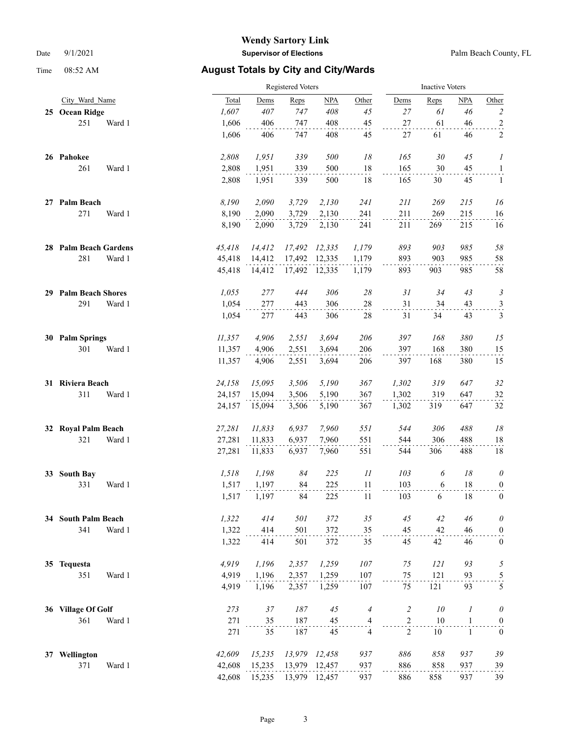# Wendy Sartory Link

**Supervisor of Elections**

Date 9/1/2021 Palm Beach County, FL

Time 08:52 AM

## August Totals by City and City/Wards

| City_Ward_Name | | Registered Voters | | | | | Inactive Voters | | | |
|---|---|---|---|---|---|---|---|---|---|---|
| | | Total | Dems | Reps | NPA | Other | Dems | Reps | NPA | Other |
| **25 Ocean Ridge** | | *1,607* | *407* | *747* | *408* | *45* | *27* | *61* | *46* | *2* |
| 251 | Ward 1 | 1,606 | 406 | 747 | 408 | 45 | 27 | 61 | 46 | 2 |
| | | 1,606 | 406 | 747 | 408 | 45 | 27 | 61 | 46 | 2 |
| **26 Pahokee** | | *2,808* | *1,951* | *339* | *500* | *18* | *165* | *30* | *45* | *1* |
| 261 | Ward 1 | 2,808 | 1,951 | 339 | 500 | 18 | 165 | 30 | 45 | 1 |
| | | 2,808 | 1,951 | 339 | 500 | 18 | 165 | 30 | 45 | 1 |
| **27 Palm Beach** | | *8,190* | *2,090* | *3,729* | *2,130* | *241* | *211* | *269* | *215* | *16* |
| 271 | Ward 1 | 8,190 | 2,090 | 3,729 | 2,130 | 241 | 211 | 269 | 215 | 16 |
| | | 8,190 | 2,090 | 3,729 | 2,130 | 241 | 211 | 269 | 215 | 16 |
| **28 Palm Beach Gardens** | | *45,418* | *14,412* | *17,492* | *12,335* | *1,179* | *893* | *903* | *985* | *58* |
| 281 | Ward 1 | 45,418 | 14,412 | 17,492 | 12,335 | 1,179 | 893 | 903 | 985 | 58 |
| | | 45,418 | 14,412 | 17,492 | 12,335 | 1,179 | 893 | 903 | 985 | 58 |
| **29 Palm Beach Shores** | | *1,055* | *277* | *444* | *306* | *28* | *31* | *34* | *43* | *3* |
| 291 | Ward 1 | 1,054 | 277 | 443 | 306 | 28 | 31 | 34 | 43 | 3 |
| | | 1,054 | 277 | 443 | 306 | 28 | 31 | 34 | 43 | 3 |
| **30 Palm Springs** | | *11,357* | *4,906* | *2,551* | *3,694* | *206* | *397* | *168* | *380* | *15* |
| 301 | Ward 1 | 11,357 | 4,906 | 2,551 | 3,694 | 206 | 397 | 168 | 380 | 15 |
| | | 11,357 | 4,906 | 2,551 | 3,694 | 206 | 397 | 168 | 380 | 15 |
| **31 Riviera Beach** | | *24,158* | *15,095* | *3,506* | *5,190* | *367* | *1,302* | *319* | *647* | *32* |
| 311 | Ward 1 | 24,157 | 15,094 | 3,506 | 5,190 | 367 | 1,302 | 319 | 647 | 32 |
| | | 24,157 | 15,094 | 3,506 | 5,190 | 367 | 1,302 | 319 | 647 | 32 |
| **32 Royal Palm Beach** | | *27,281* | *11,833* | *6,937* | *7,960* | *551* | *544* | *306* | *488* | *18* |
| 321 | Ward 1 | 27,281 | 11,833 | 6,937 | 7,960 | 551 | 544 | 306 | 488 | 18 |
| | | 27,281 | 11,833 | 6,937 | 7,960 | 551 | 544 | 306 | 488 | 18 |
| **33 South Bay** | | *1,518* | *1,198* | *84* | *225* | *11* | *103* | *6* | *18* | *0* |
| 331 | Ward 1 | 1,517 | 1,197 | 84 | 225 | 11 | 103 | 6 | 18 | 0 |
| | | 1,517 | 1,197 | 84 | 225 | 11 | 103 | 6 | 18 | 0 |
| **34 South Palm Beach** | | *1,322* | *414* | *501* | *372* | *35* | *45* | *42* | *46* | *0* |
| 341 | Ward 1 | 1,322 | 414 | 501 | 372 | 35 | 45 | 42 | 46 | 0 |
| | | 1,322 | 414 | 501 | 372 | 35 | 45 | 42 | 46 | 0 |
| **35 Tequesta** | | *4,919* | *1,196* | *2,357* | *1,259* | *107* | *75* | *121* | *93* | *5* |
| 351 | Ward 1 | 4,919 | 1,196 | 2,357 | 1,259 | 107 | 75 | 121 | 93 | 5 |
| | | 4,919 | 1,196 | 2,357 | 1,259 | 107 | 75 | 121 | 93 | 5 |
| **36 Village Of Golf** | | *273* | *37* | *187* | *45* | *4* | *2* | *10* | *1* | *0* |
| 361 | Ward 1 | 271 | 35 | 187 | 45 | 4 | 2 | 10 | 1 | 0 |
| | | 271 | 35 | 187 | 45 | 4 | 2 | 10 | 1 | 0 |
| **37 Wellington** | | *42,609* | *15,235* | *13,979* | *12,458* | *937* | *886* | *858* | *937* | *39* |
| 371 | Ward 1 | 42,608 | 15,235 | 13,979 | 12,457 | 937 | 886 | 858 | 937 | 39 |
| | | 42,608 | 15,235 | 13,979 | 12,457 | 937 | 886 | 858 | 937 | 39 |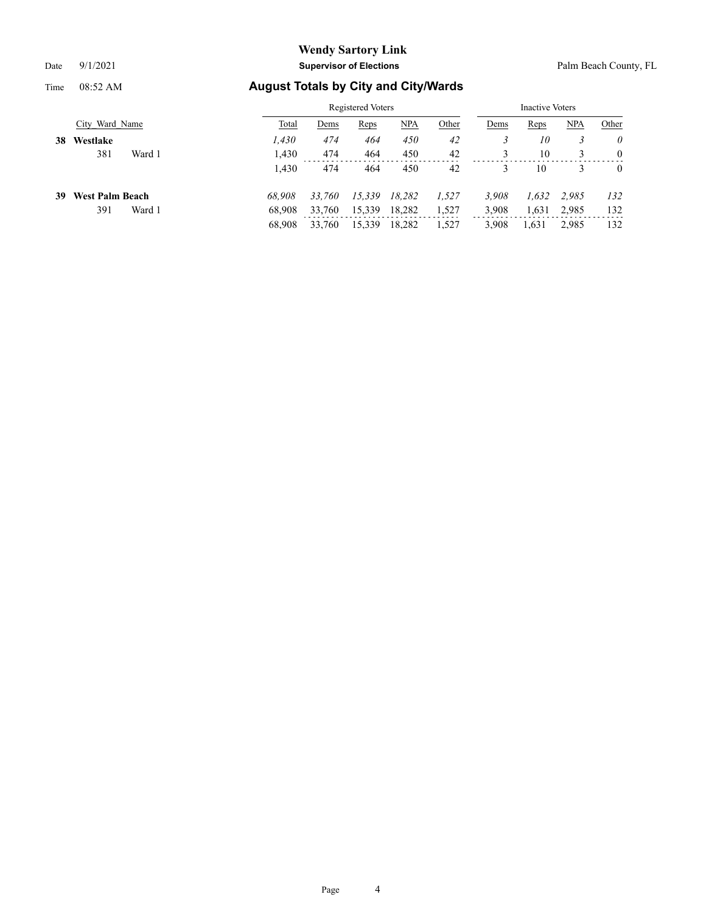**Wendy Sartory Link**

**Supervisor of Elections**

Palm Beach County, FL

Date 9/1/2021

Time 08:52 AM

## August Totals by City and City/Wards

| City_Ward_Name | | Registered Voters | | | | | Inactive Voters | | | |
|---|---|---|---|---|---|---|---|---|---|---|
| | | Total | Dems | Reps | NPA | Other | Dems | Reps | NPA | Other |
| **38 Westlake** | | *1,430* | *474* | *464* | *450* | *42* | *3* | *10* | *3* | *0* |
| 381 | Ward 1 | 1,430 | 474 | 464 | 450 | 42 | 3 | 10 | 3 | 0 |
| | | 1,430 | 474 | 464 | 450 | 42 | 3 | 10 | 3 | 0 |
| **39 West Palm Beach** | | *68,908* | *33,760* | *15,339* | *18,282* | *1,527* | *3,908* | *1,632* | *2,985* | *132* |
| 391 | Ward 1 | 68,908 | 33,760 | 15,339 | 18,282 | 1,527 | 3,908 | 1,631 | 2,985 | 132 |
| | | 68,908 | 33,760 | 15,339 | 18,282 | 1,527 | 3,908 | 1,631 | 2,985 | 132 |